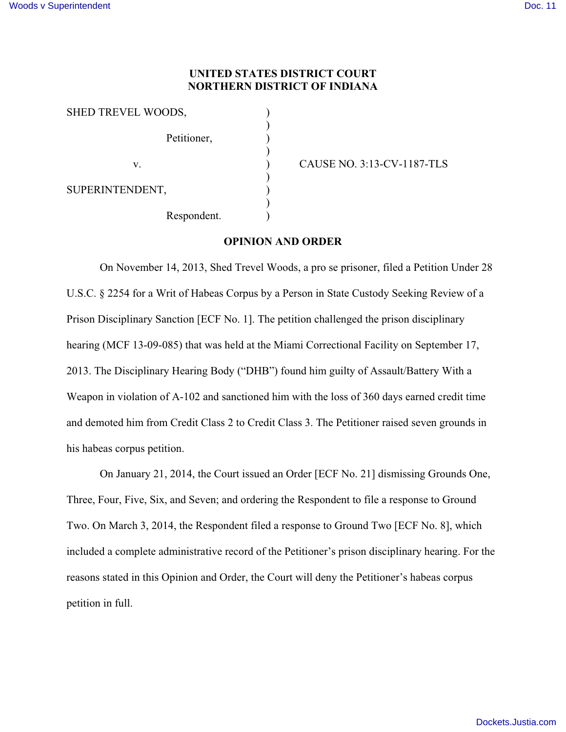**UNITED STATES DISTRICT COURT**
**NORTHERN DISTRICT OF INDIANA**

| | | |
|---|---|---|
| SHED TREVEL WOODS, | ) | |
| | ) | |
| Petitioner, | ) | |
| | ) | |
| v. | ) | CAUSE NO. 3:13-CV-1187-TLS |
| | ) | |
| SUPERINTENDENT, | ) | |
| | ) | |
| Respondent. | ) | |

**OPINION AND ORDER**

On November 14, 2013, Shed Trevel Woods, a pro se prisoner, filed a Petition Under 28 U.S.C. § 2254 for a Writ of Habeas Corpus by a Person in State Custody Seeking Review of a Prison Disciplinary Sanction [ECF No. 1]. The petition challenged the prison disciplinary hearing (MCF 13-09-085) that was held at the Miami Correctional Facility on September 17, 2013. The Disciplinary Hearing Body ("DHB") found him guilty of Assault/Battery With a Weapon in violation of A-102 and sanctioned him with the loss of 360 days earned credit time and demoted him from Credit Class 2 to Credit Class 3. The Petitioner raised seven grounds in his habeas corpus petition.

On January 21, 2014, the Court issued an Order [ECF No. 21] dismissing Grounds One, Three, Four, Five, Six, and Seven; and ordering the Respondent to file a response to Ground Two. On March 3, 2014, the Respondent filed a response to Ground Two [ECF No. 8], which included a complete administrative record of the Petitioner's prison disciplinary hearing. For the reasons stated in this Opinion and Order, the Court will deny the Petitioner's habeas corpus petition in full.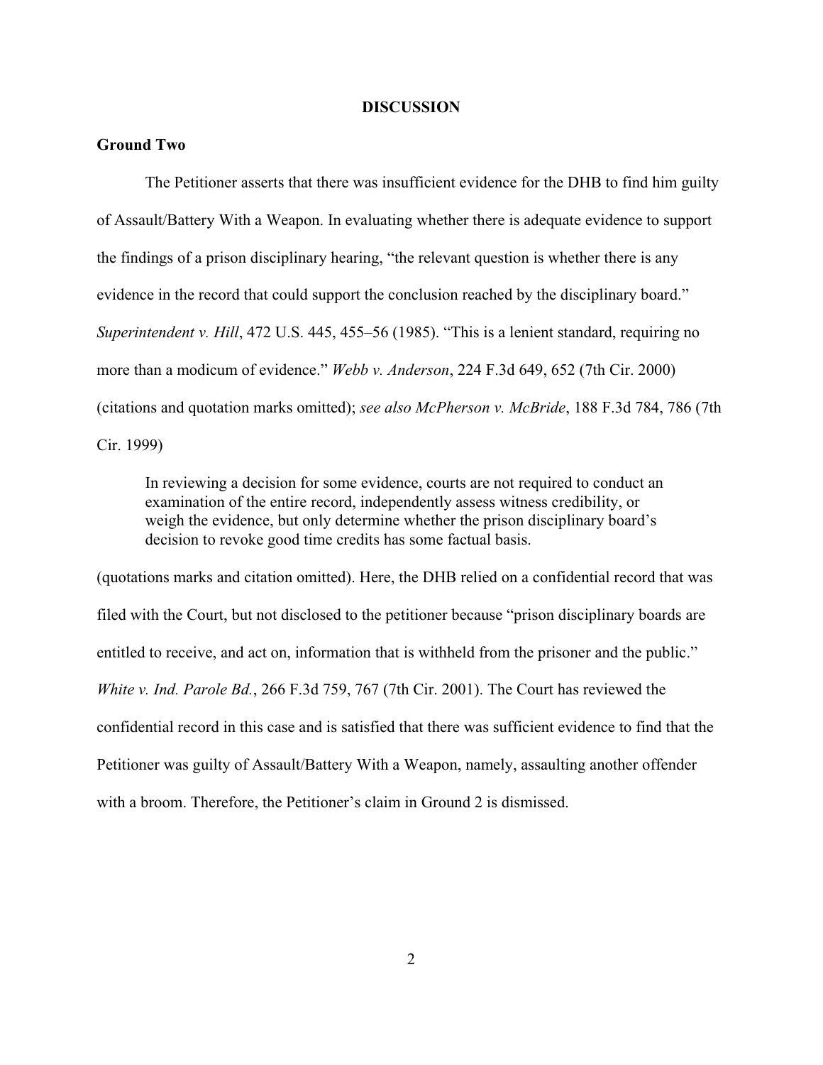## DISCUSSION

### Ground Two

The Petitioner asserts that there was insufficient evidence for the DHB to find him guilty of Assault/Battery With a Weapon. In evaluating whether there is adequate evidence to support the findings of a prison disciplinary hearing, "the relevant question is whether there is any evidence in the record that could support the conclusion reached by the disciplinary board." *Superintendent v. Hill*, 472 U.S. 445, 455–56 (1985). "This is a lenient standard, requiring no more than a modicum of evidence." *Webb v. Anderson*, 224 F.3d 649, 652 (7th Cir. 2000) (citations and quotation marks omitted); *see also McPherson v. McBride*, 188 F.3d 784, 786 (7th Cir. 1999)

> In reviewing a decision for some evidence, courts are not required to conduct an examination of the entire record, independently assess witness credibility, or weigh the evidence, but only determine whether the prison disciplinary board's decision to revoke good time credits has some factual basis.

(quotations marks and citation omitted). Here, the DHB relied on a confidential record that was filed with the Court, but not disclosed to the petitioner because "prison disciplinary boards are entitled to receive, and act on, information that is withheld from the prisoner and the public." *White v. Ind. Parole Bd.*, 266 F.3d 759, 767 (7th Cir. 2001). The Court has reviewed the confidential record in this case and is satisfied that there was sufficient evidence to find that the Petitioner was guilty of Assault/Battery With a Weapon, namely, assaulting another offender with a broom. Therefore, the Petitioner's claim in Ground 2 is dismissed.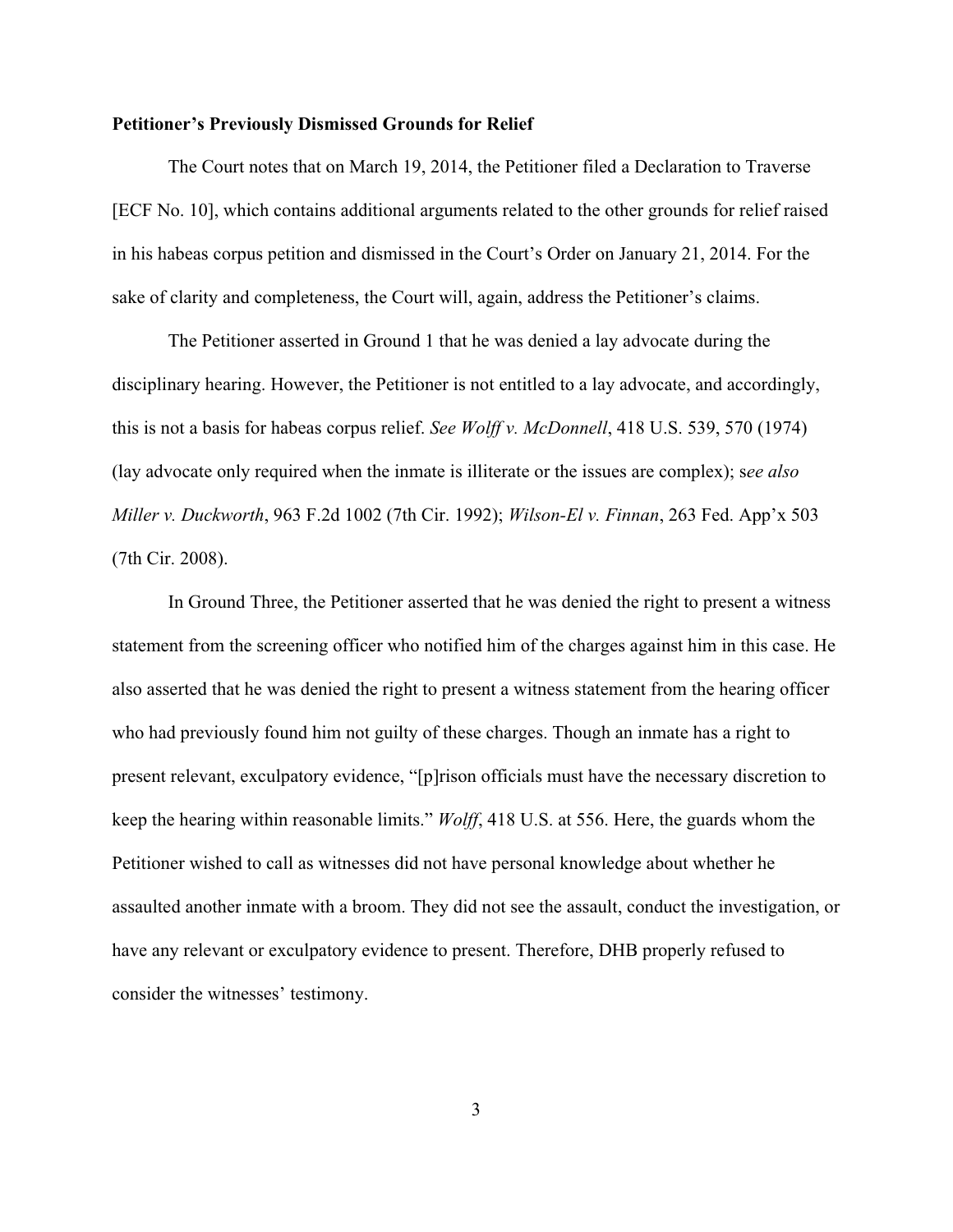**Petitioner's Previously Dismissed Grounds for Relief**

The Court notes that on March 19, 2014, the Petitioner filed a Declaration to Traverse [ECF No. 10], which contains additional arguments related to the other grounds for relief raised in his habeas corpus petition and dismissed in the Court's Order on January 21, 2014. For the sake of clarity and completeness, the Court will, again, address the Petitioner's claims.

The Petitioner asserted in Ground 1 that he was denied a lay advocate during the disciplinary hearing. However, the Petitioner is not entitled to a lay advocate, and accordingly, this is not a basis for habeas corpus relief. *See Wolff v. McDonnell*, 418 U.S. 539, 570 (1974) (lay advocate only required when the inmate is illiterate or the issues are complex); s*ee also Miller v. Duckworth*, 963 F.2d 1002 (7th Cir. 1992); *Wilson-El v. Finnan*, 263 Fed. App'x 503 (7th Cir. 2008).

In Ground Three, the Petitioner asserted that he was denied the right to present a witness statement from the screening officer who notified him of the charges against him in this case. He also asserted that he was denied the right to present a witness statement from the hearing officer who had previously found him not guilty of these charges. Though an inmate has a right to present relevant, exculpatory evidence, "[p]rison officials must have the necessary discretion to keep the hearing within reasonable limits." *Wolff*, 418 U.S. at 556. Here, the guards whom the Petitioner wished to call as witnesses did not have personal knowledge about whether he assaulted another inmate with a broom. They did not see the assault, conduct the investigation, or have any relevant or exculpatory evidence to present. Therefore, DHB properly refused to consider the witnesses' testimony.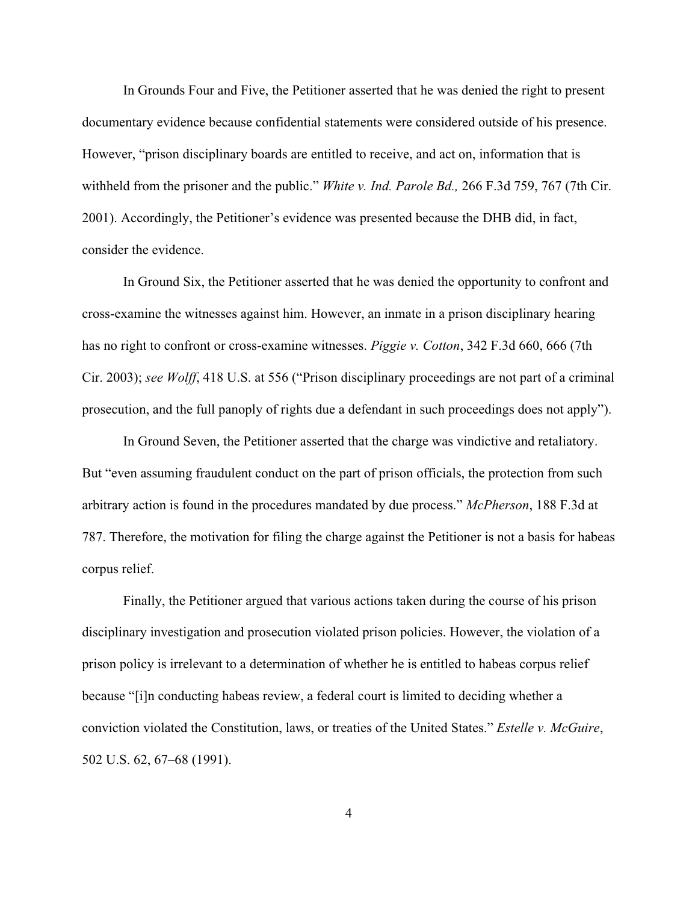In Grounds Four and Five, the Petitioner asserted that he was denied the right to present documentary evidence because confidential statements were considered outside of his presence. However, "prison disciplinary boards are entitled to receive, and act on, information that is withheld from the prisoner and the public." *White v. Ind. Parole Bd.,* 266 F.3d 759, 767 (7th Cir. 2001). Accordingly, the Petitioner's evidence was presented because the DHB did, in fact, consider the evidence.

In Ground Six, the Petitioner asserted that he was denied the opportunity to confront and cross-examine the witnesses against him. However, an inmate in a prison disciplinary hearing has no right to confront or cross-examine witnesses. *Piggie v. Cotton*, 342 F.3d 660, 666 (7th Cir. 2003); *see Wolff*, 418 U.S. at 556 ("Prison disciplinary proceedings are not part of a criminal prosecution, and the full panoply of rights due a defendant in such proceedings does not apply").

In Ground Seven, the Petitioner asserted that the charge was vindictive and retaliatory. But "even assuming fraudulent conduct on the part of prison officials, the protection from such arbitrary action is found in the procedures mandated by due process." *McPherson*, 188 F.3d at 787. Therefore, the motivation for filing the charge against the Petitioner is not a basis for habeas corpus relief.

Finally, the Petitioner argued that various actions taken during the course of his prison disciplinary investigation and prosecution violated prison policies. However, the violation of a prison policy is irrelevant to a determination of whether he is entitled to habeas corpus relief because "[i]n conducting habeas review, a federal court is limited to deciding whether a conviction violated the Constitution, laws, or treaties of the United States." *Estelle v. McGuire*, 502 U.S. 62, 67–68 (1991).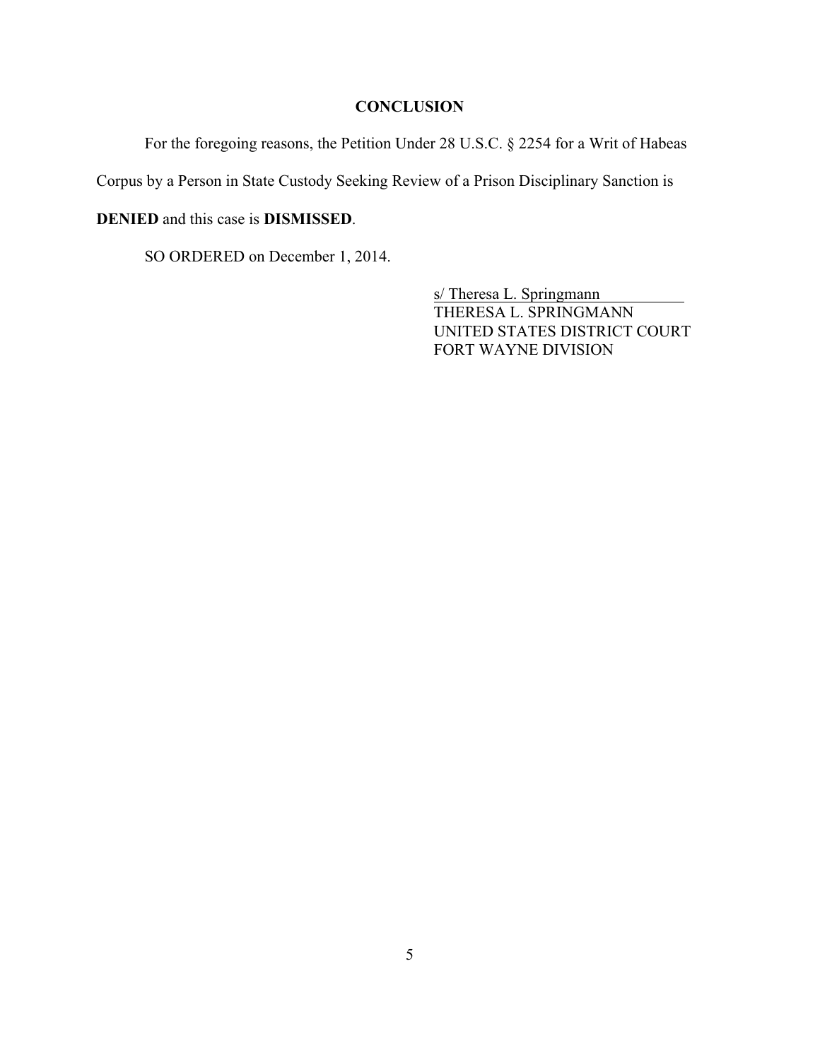## CONCLUSION

For the foregoing reasons, the Petition Under 28 U.S.C. § 2254 for a Writ of Habeas Corpus by a Person in State Custody Seeking Review of a Prison Disciplinary Sanction is **DENIED** and this case is **DISMISSED**.

SO ORDERED on December 1, 2014.

s/ Theresa L. Springmann
THERESA L. SPRINGMANN
UNITED STATES DISTRICT COURT
FORT WAYNE DIVISION